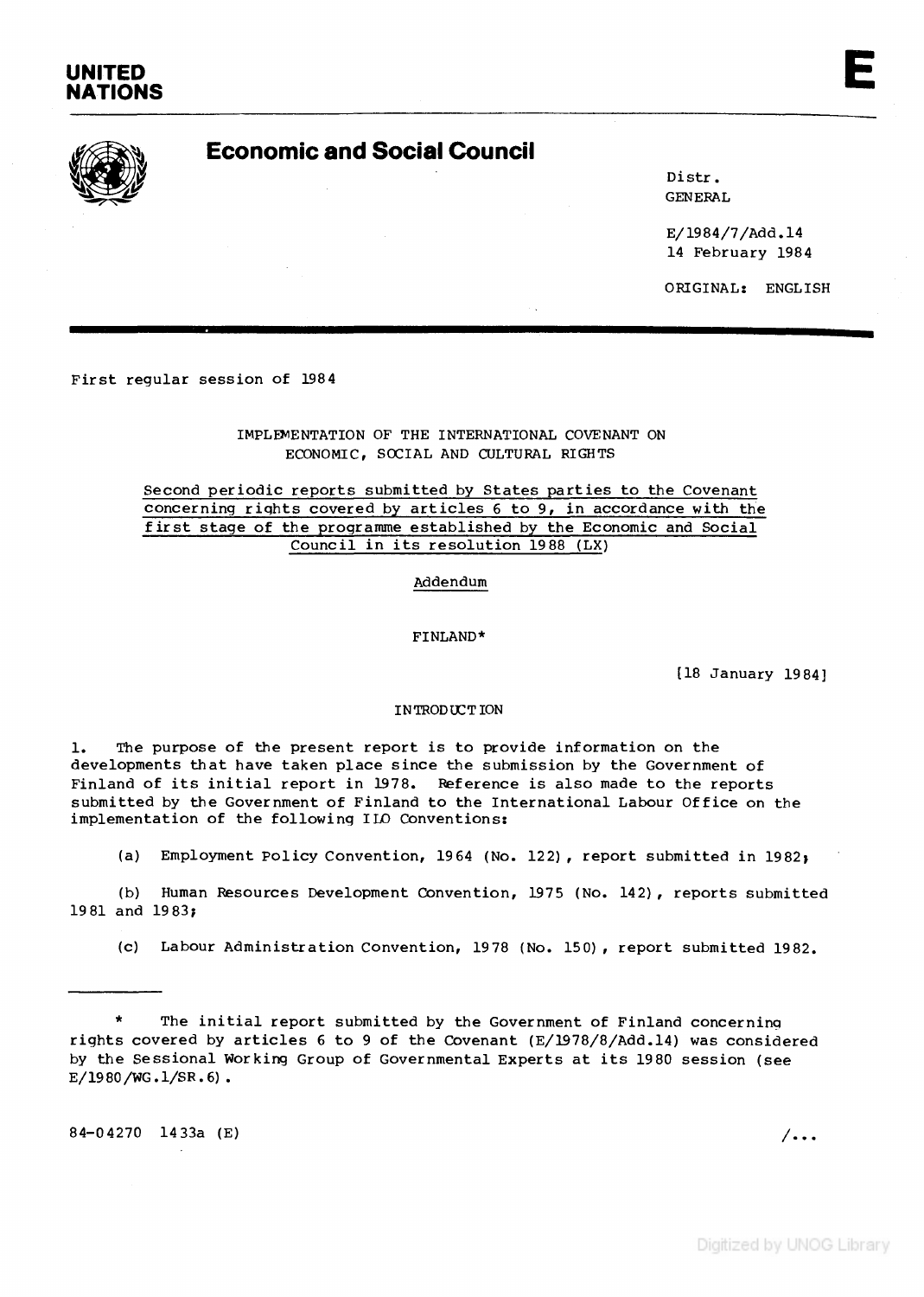UNITED NATIONS

# Economic and Social Council

Distr.
GENERAL

E/1984/7/Add.14
14 February 1984

ORIGINAL: ENGLISH

First regular session of 1984

IMPLEMENTATION OF THE INTERNATIONAL COVENANT ON ECONOMIC, SOCIAL AND CULTURAL RIGHTS

Second periodic reports submitted by States parties to the Covenant concerning rights covered by articles 6 to 9, in accordance with the first stage of the programme established by the Economic and Social Council in its resolution 1988 (LX)

Addendum

FINLAND*

[18 January 1984]

## INTRODUCTION

1. The purpose of the present report is to provide information on the developments that have taken place since the submission by the Government of Finland of its initial report in 1978. Reference is also made to the reports submitted by the Government of Finland to the International Labour Office on the implementation of the following ILO Conventions:

(a) Employment Policy Convention, 1964 (No. 122), report submitted in 1982;

(b) Human Resources Development Convention, 1975 (No. 142), reports submitted 1981 and 1983;

(c) Labour Administration Convention, 1978 (No. 150), report submitted 1982.

---

\* The initial report submitted by the Government of Finland concerning rights covered by articles 6 to 9 of the Covenant (E/1978/8/Add.14) was considered by the Sessional Working Group of Governmental Experts at its 1980 session (see E/1980/WG.1/SR.6).

84-04270 1433a (E)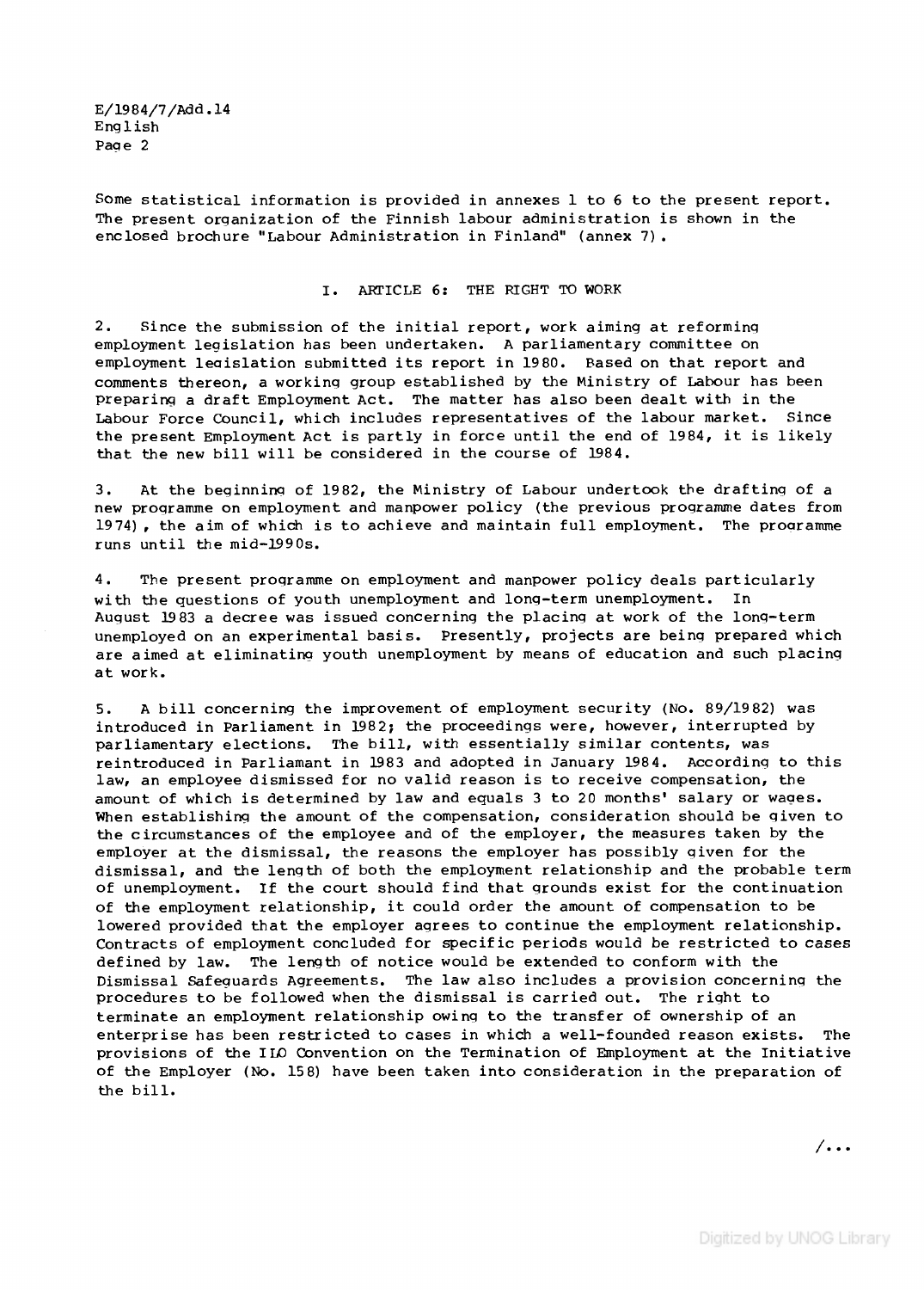Some statistical information is provided in annexes 1 to 6 to the present report. The present organization of the Finnish labour administration is shown in the enclosed brochure "Labour Administration in Finland" (annex 7).

## I. ARTICLE 6: THE RIGHT TO WORK

2. Since the submission of the initial report, work aiming at reforming employment legislation has been undertaken. A parliamentary committee on employment legislation submitted its report in 1980. Based on that report and comments thereon, a working group established by the Ministry of Labour has been preparing a draft Employment Act. The matter has also been dealt with in the Labour Force Council, which includes representatives of the labour market. Since the present Employment Act is partly in force until the end of 1984, it is likely that the new bill will be considered in the course of 1984.

3. At the beginning of 1982, the Ministry of Labour undertook the drafting of a new programme on employment and manpower policy (the previous programme dates from 1974), the aim of which is to achieve and maintain full employment. The programme runs until the mid-1990s.

4. The present programme on employment and manpower policy deals particularly with the questions of youth unemployment and long-term unemployment. In August 1983 a decree was issued concerning the placing at work of the long-term unemployed on an experimental basis. Presently, projects are being prepared which are aimed at eliminating youth unemployment by means of education and such placing at work.

5. A bill concerning the improvement of employment security (No. 89/1982) was introduced in Parliament in 1982; the proceedings were, however, interrupted by parliamentary elections. The bill, with essentially similar contents, was reintroduced in Parliamant in 1983 and adopted in January 1984. According to this law, an employee dismissed for no valid reason is to receive compensation, the amount of which is determined by law and equals 3 to 20 months' salary or wages. When establishing the amount of the compensation, consideration should be given to the circumstances of the employee and of the employer, the measures taken by the employer at the dismissal, the reasons the employer has possibly given for the dismissal, and the length of both the employment relationship and the probable term of unemployment. If the court should find that grounds exist for the continuation of the employment relationship, it could order the amount of compensation to be lowered provided that the employer agrees to continue the employment relationship. Contracts of employment concluded for specific periods would be restricted to cases defined by law. The length of notice would be extended to conform with the Dismissal Safeguards Agreements. The law also includes a provision concerning the procedures to be followed when the dismissal is carried out. The right to terminate an employment relationship owing to the transfer of ownership of an enterprise has been restricted to cases in which a well-founded reason exists. The provisions of the ILO Convention on the Termination of Employment at the Initiative of the Employer (No. 158) have been taken into consideration in the preparation of the bill.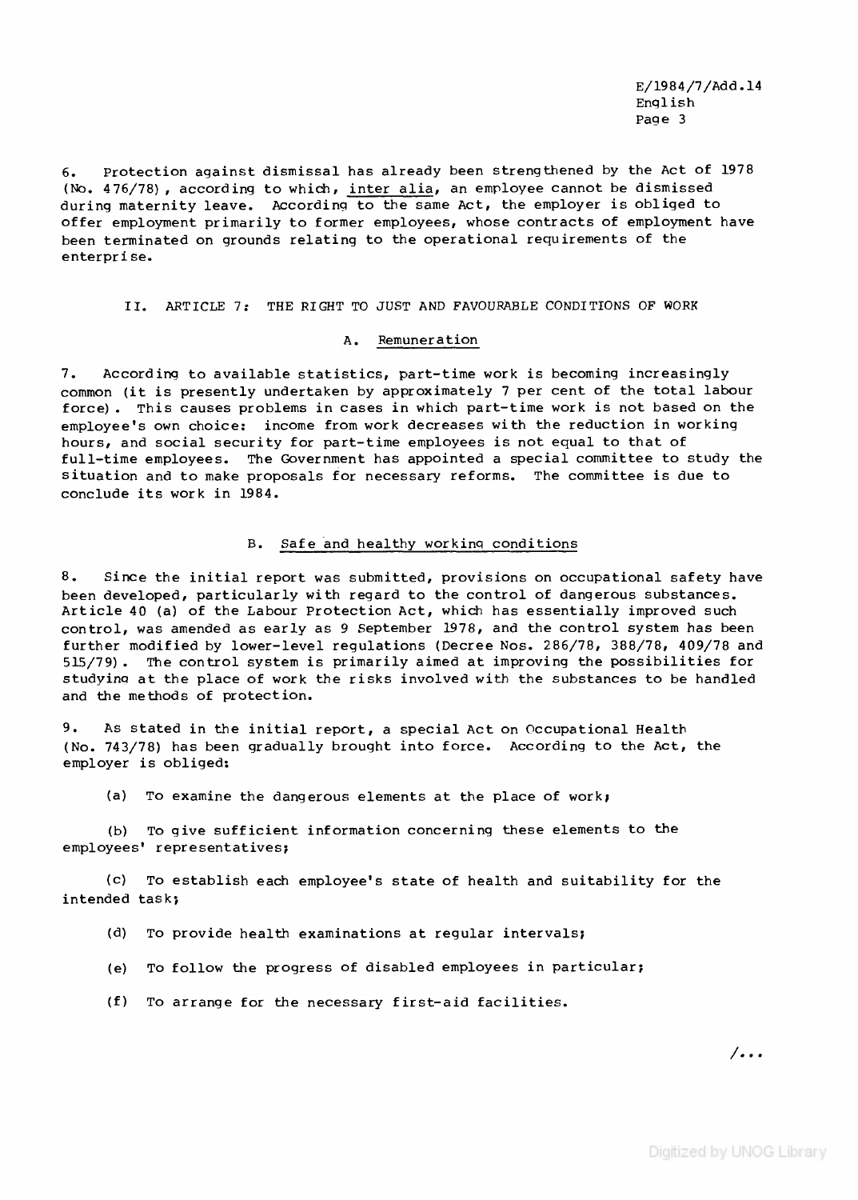6. Protection against dismissal has already been strengthened by the Act of 1978 (No. 476/78), according to which, *inter alia*, an employee cannot be dismissed during maternity leave. According to the same Act, the employer is obliged to offer employment primarily to former employees, whose contracts of employment have been terminated on grounds relating to the operational requirements of the enterprise.

## II. ARTICLE 7: THE RIGHT TO JUST AND FAVOURABLE CONDITIONS OF WORK

### A. Remuneration

7. According to available statistics, part-time work is becoming increasingly common (it is presently undertaken by approximately 7 per cent of the total labour force). This causes problems in cases in which part-time work is not based on the employee's own choice: income from work decreases with the reduction in working hours, and social security for part-time employees is not equal to that of full-time employees. The Government has appointed a special committee to study the situation and to make proposals for necessary reforms. The committee is due to conclude its work in 1984.

### B. Safe and healthy working conditions

8. Since the initial report was submitted, provisions on occupational safety have been developed, particularly with regard to the control of dangerous substances. Article 40 (a) of the Labour Protection Act, which has essentially improved such control, was amended as early as 9 September 1978, and the control system has been further modified by lower-level regulations (Decree Nos. 286/78, 388/78, 409/78 and 515/79). The control system is primarily aimed at improving the possibilities for studying at the place of work the risks involved with the substances to be handled and the methods of protection.

9. As stated in the initial report, a special Act on Occupational Health (No. 743/78) has been gradually brought into force. According to the Act, the employer is obliged:

(a) To examine the dangerous elements at the place of work;

(b) To give sufficient information concerning these elements to the employees' representatives;

(c) To establish each employee's state of health and suitability for the intended task;

(d) To provide health examinations at regular intervals;

(e) To follow the progress of disabled employees in particular;

(f) To arrange for the necessary first-aid facilities.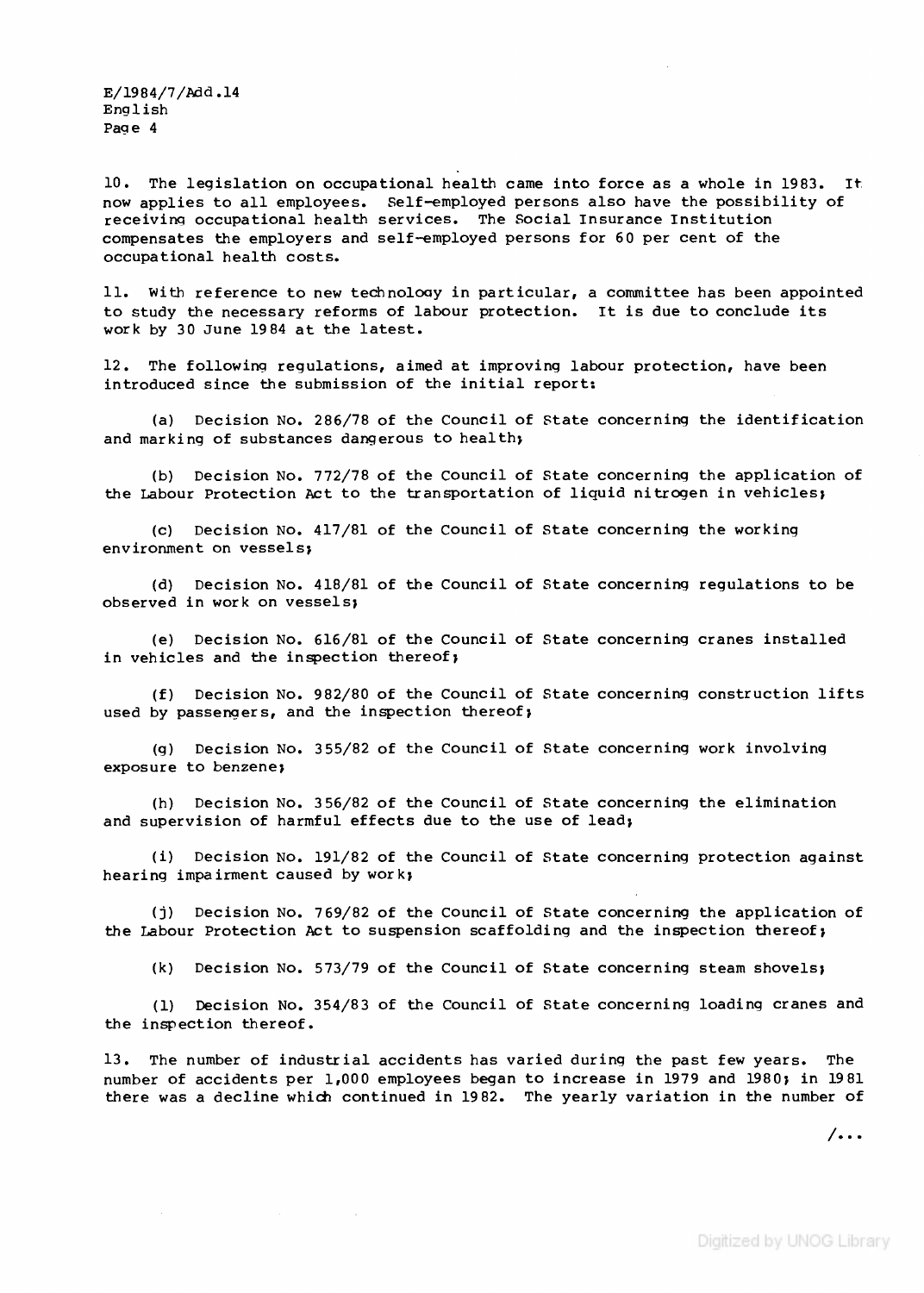10. The legislation on occupational health came into force as a whole in 1983. It now applies to all employees. Self-employed persons also have the possibility of receiving occupational health services. The Social Insurance Institution compensates the employers and self-employed persons for 60 per cent of the occupational health costs.

11. With reference to new technology in particular, a committee has been appointed to study the necessary reforms of labour protection. It is due to conclude its work by 30 June 1984 at the latest.

12. The following regulations, aimed at improving labour protection, have been introduced since the submission of the initial report:

(a) Decision No. 286/78 of the Council of State concerning the identification and marking of substances dangerous to health;

(b) Decision No. 772/78 of the Council of State concerning the application of the Labour Protection Act to the transportation of liquid nitrogen in vehicles;

(c) Decision No. 417/81 of the Council of State concerning the working environment on vessels;

(d) Decision No. 418/81 of the Council of State concerning regulations to be observed in work on vessels;

(e) Decision No. 616/81 of the Council of State concerning cranes installed in vehicles and the inspection thereof;

(f) Decision No. 982/80 of the Council of State concerning construction lifts used by passengers, and the inspection thereof;

(g) Decision No. 355/82 of the Council of State concerning work involving exposure to benzene;

(h) Decision No. 356/82 of the Council of State concerning the elimination and supervision of harmful effects due to the use of lead;

(i) Decision No. 191/82 of the Council of State concerning protection against hearing impairment caused by work;

(j) Decision No. 769/82 of the Council of State concerning the application of the Labour Protection Act to suspension scaffolding and the inspection thereof;

(k) Decision No. 573/79 of the Council of State concerning steam shovels;

(l) Decision No. 354/83 of the Council of State concerning loading cranes and the inspection thereof.

13. The number of industrial accidents has varied during the past few years. The number of accidents per 1,000 employees began to increase in 1979 and 1980; in 1981 there was a decline which continued in 1982. The yearly variation in the number of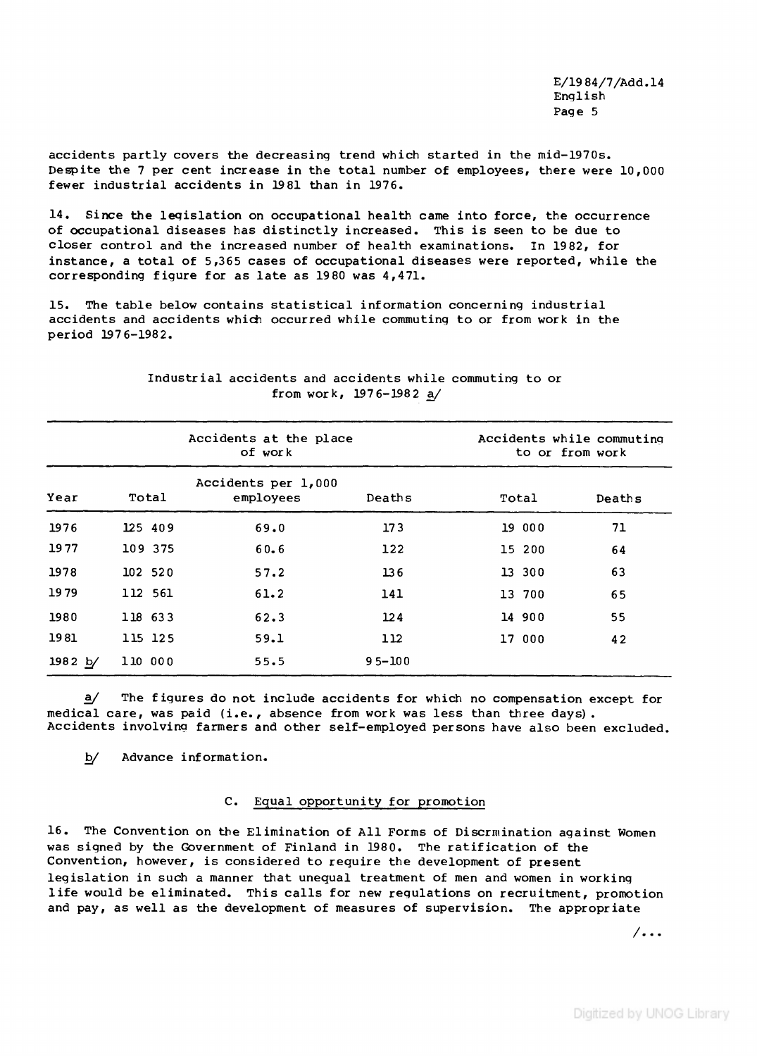accidents partly covers the decreasing trend which started in the mid-1970s. Despite the 7 per cent increase in the total number of employees, there were 10,000 fewer industrial accidents in 1981 than in 1976.

14. Since the legislation on occupational health came into force, the occurrence of occupational diseases has distinctly increased. This is seen to be due to closer control and the increased number of health examinations. In 1982, for instance, a total of 5,365 cases of occupational diseases were reported, while the corresponding figure for as late as 1980 was 4,471.

15. The table below contains statistical information concerning industrial accidents and accidents which occurred while commuting to or from work in the period 1976-1982.

Industrial accidents and accidents while commuting to or from work, 1976-1982 a/

| | Accidents at the place of work | | | Accidents while commuting to or from work | |
|---|---|---|---|---|---|
| Year | Total | Accidents per 1,000 employees | Deaths | Total | Deaths |
| 1976 | 125 409 | 69.0 | 173 | 19 000 | 71 |
| 1977 | 109 375 | 60.6 | 122 | 15 200 | 64 |
| 1978 | 102 520 | 57.2 | 136 | 13 300 | 63 |
| 1979 | 112 561 | 61.2 | 141 | 13 700 | 65 |
| 1980 | 118 633 | 62.3 | 124 | 14 900 | 55 |
| 1981 | 115 125 | 59.1 | 112 | 17 000 | 42 |
| 1982 b/ | 110 000 | 55.5 | 95-100 | | |

a/ The figures do not include accidents for which no compensation except for medical care, was paid (i.e., absence from work was less than three days). Accidents involving farmers and other self-employed persons have also been excluded.

b/ Advance information.

## C. Equal opportunity for promotion

16. The Convention on the Elimination of All Forms of Discrmination against Women was signed by the Government of Finland in 1980. The ratification of the Convention, however, is considered to require the development of present legislation in such a manner that unequal treatment of men and women in working life would be eliminated. This calls for new regulations on recruitment, promotion and pay, as well as the development of measures of supervision. The appropriate

/...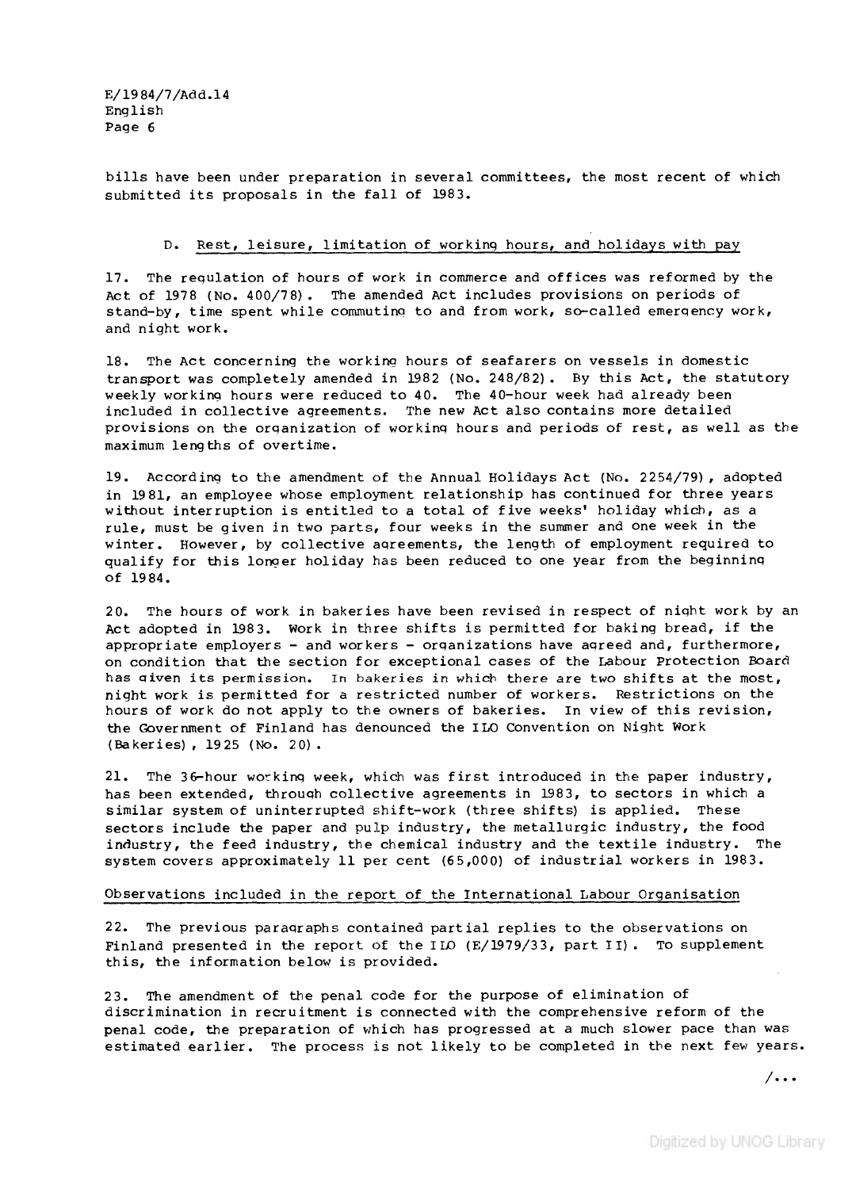bills have been under preparation in several committees, the most recent of which submitted its proposals in the fall of 1983.

## D. Rest, leisure, limitation of working hours, and holidays with pay

17. The regulation of hours of work in commerce and offices was reformed by the Act of 1978 (No. 400/78). The amended Act includes provisions on periods of stand-by, time spent while commuting to and from work, so-called emergency work, and night work.

18. The Act concerning the working hours of seafarers on vessels in domestic transport was completely amended in 1982 (No. 248/82). By this Act, the statutory weekly working hours were reduced to 40. The 40-hour week had already been included in collective agreements. The new Act also contains more detailed provisions on the organization of working hours and periods of rest, as well as the maximum lengths of overtime.

19. According to the amendment of the Annual Holidays Act (No. 2254/79), adopted in 1981, an employee whose employment relationship has continued for three years without interruption is entitled to a total of five weeks' holiday which, as a rule, must be given in two parts, four weeks in the summer and one week in the winter. However, by collective agreements, the length of employment required to qualify for this longer holiday has been reduced to one year from the beginning of 1984.

20. The hours of work in bakeries have been revised in respect of night work by an Act adopted in 1983. Work in three shifts is permitted for baking bread, if the appropriate employers - and workers - organizations have agreed and, furthermore, on condition that the section for exceptional cases of the Labour Protection Board has given its permission. In bakeries in which there are two shifts at the most, night work is permitted for a restricted number of workers. Restrictions on the hours of work do not apply to the owners of bakeries. In view of this revision, the Government of Finland has denounced the ILO Convention on Night Work (Bakeries), 1925 (No. 20).

21. The 36-hour working week, which was first introduced in the paper industry, has been extended, through collective agreements in 1983, to sectors in which a similar system of uninterrupted shift-work (three shifts) is applied. These sectors include the paper and pulp industry, the metallurgic industry, the food industry, the feed industry, the chemical industry and the textile industry. The system covers approximately 11 per cent (65,000) of industrial workers in 1983.

### Observations included in the report of the International Labour Organisation

22. The previous paragraphs contained partial replies to the observations on Finland presented in the report of the ILO (E/1979/33, part II). To supplement this, the information below is provided.

23. The amendment of the penal code for the purpose of elimination of discrimination in recruitment is connected with the comprehensive reform of the penal code, the preparation of which has progressed at a much slower pace than was estimated earlier. The process is not likely to be completed in the next few years.

/...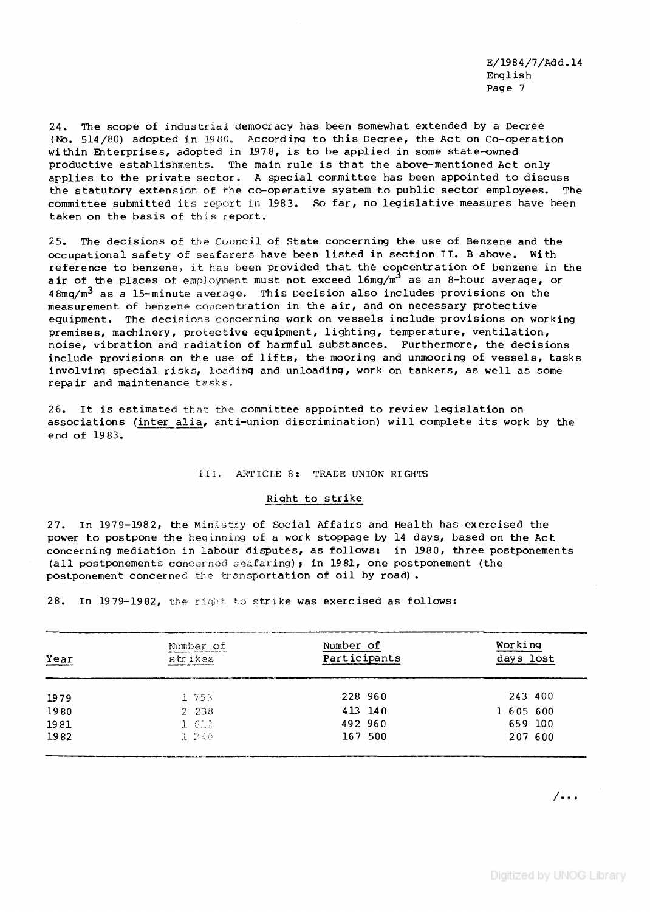24. The scope of industrial democracy has been somewhat extended by a Decree (No. 514/80) adopted in 1980. According to this Decree, the Act on Co-operation within Enterprises, adopted in 1978, is to be applied in some state-owned productive establishments. The main rule is that the above-mentioned Act only applies to the private sector. A special committee has been appointed to discuss the statutory extension of the co-operative system to public sector employees. The committee submitted its report in 1983. So far, no legislative measures have been taken on the basis of this report.

25. The decisions of the Council of State concerning the use of Benzene and the occupational safety of seafarers have been listed in section II. B above. With reference to benzene, it has been provided that the concentration of benzene in the air of the places of employment must not exceed $16mg/m^3$ as an 8-hour average, or $48mg/m^3$ as a 15-minute average. This Decision also includes provisions on the measurement of benzene concentration in the air, and on necessary protective equipment. The decisions concerning work on vessels include provisions on working premises, machinery, protective equipment, lighting, temperature, ventilation, noise, vibration and radiation of harmful substances. Furthermore, the decisions include provisions on the use of lifts, the mooring and unmooring of vessels, tasks involving special risks, loading and unloading, work on tankers, as well as some repair and maintenance tasks.

26. It is estimated that the committee appointed to review legislation on associations (inter alia, anti-union discrimination) will complete its work by the end of 1983.

## III. ARTICLE 8: TRADE UNION RIGHTS

### Right to strike

27. In 1979-1982, the Ministry of Social Affairs and Health has exercised the power to postpone the beginning of a work stoppage by 14 days, based on the Act concerning mediation in labour disputes, as follows: in 1980, three postponements (all postponements concerned seafaring); in 1981, one postponement (the postponement concerned the transportation of oil by road).

28. In 1979-1982, the right to strike was exercised as follows:

| Year | Number of strikes | Number of Participants | Working days lost |
|---|---|---|---|
| 1979 | 1 753 | 228 960 | 243 400 |
| 1980 | 2 238 | 413 140 | 1 605 600 |
| 1981 | 1 612 | 492 960 | 659 100 |
| 1982 | 1 240 | 167 500 | 207 600 |

/...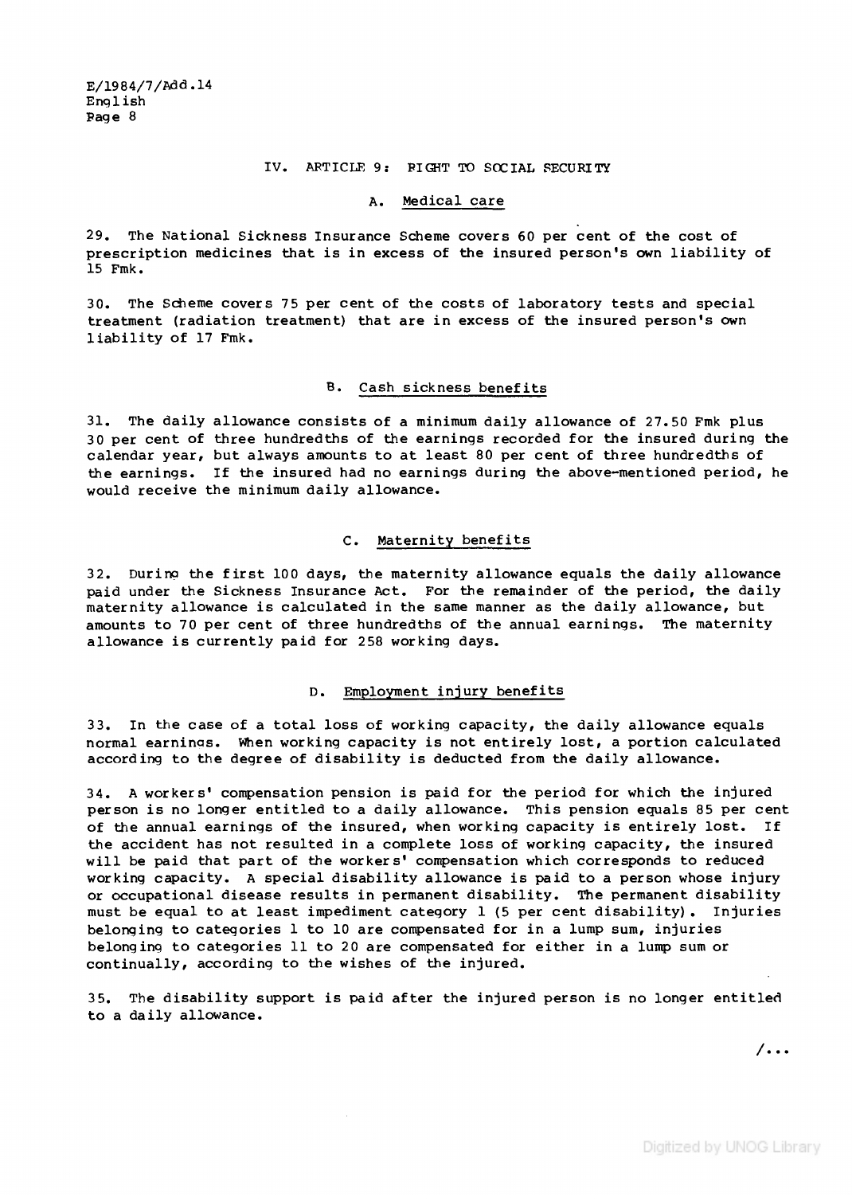## IV. ARTICLE 9: RIGHT TO SOCIAL SECURITY

### A. Medical care

29. The National Sickness Insurance Scheme covers 60 per cent of the cost of prescription medicines that is in excess of the insured person's own liability of 15 Fmk.

30. The Scheme covers 75 per cent of the costs of laboratory tests and special treatment (radiation treatment) that are in excess of the insured person's own liability of 17 Fmk.

### B. Cash sickness benefits

31. The daily allowance consists of a minimum daily allowance of 27.50 Fmk plus 30 per cent of three hundredths of the earnings recorded for the insured during the calendar year, but always amounts to at least 80 per cent of three hundredths of the earnings. If the insured had no earnings during the above-mentioned period, he would receive the minimum daily allowance.

### C. Maternity benefits

32. During the first 100 days, the maternity allowance equals the daily allowance paid under the Sickness Insurance Act. For the remainder of the period, the daily maternity allowance is calculated in the same manner as the daily allowance, but amounts to 70 per cent of three hundredths of the annual earnings. The maternity allowance is currently paid for 258 working days.

### D. Employment injury benefits

33. In the case of a total loss of working capacity, the daily allowance equals normal earnings. When working capacity is not entirely lost, a portion calculated according to the degree of disability is deducted from the daily allowance.

34. A workers' compensation pension is paid for the period for which the injured person is no longer entitled to a daily allowance. This pension equals 85 per cent of the annual earnings of the insured, when working capacity is entirely lost. If the accident has not resulted in a complete loss of working capacity, the insured will be paid that part of the workers' compensation which corresponds to reduced working capacity. A special disability allowance is paid to a person whose injury or occupational disease results in permanent disability. The permanent disability must be equal to at least impediment category 1 (5 per cent disability). Injuries belonging to categories 1 to 10 are compensated for in a lump sum, injuries belonging to categories 11 to 20 are compensated for either in a lump sum or continually, according to the wishes of the injured.

35. The disability support is paid after the injured person is no longer entitled to a daily allowance.

/...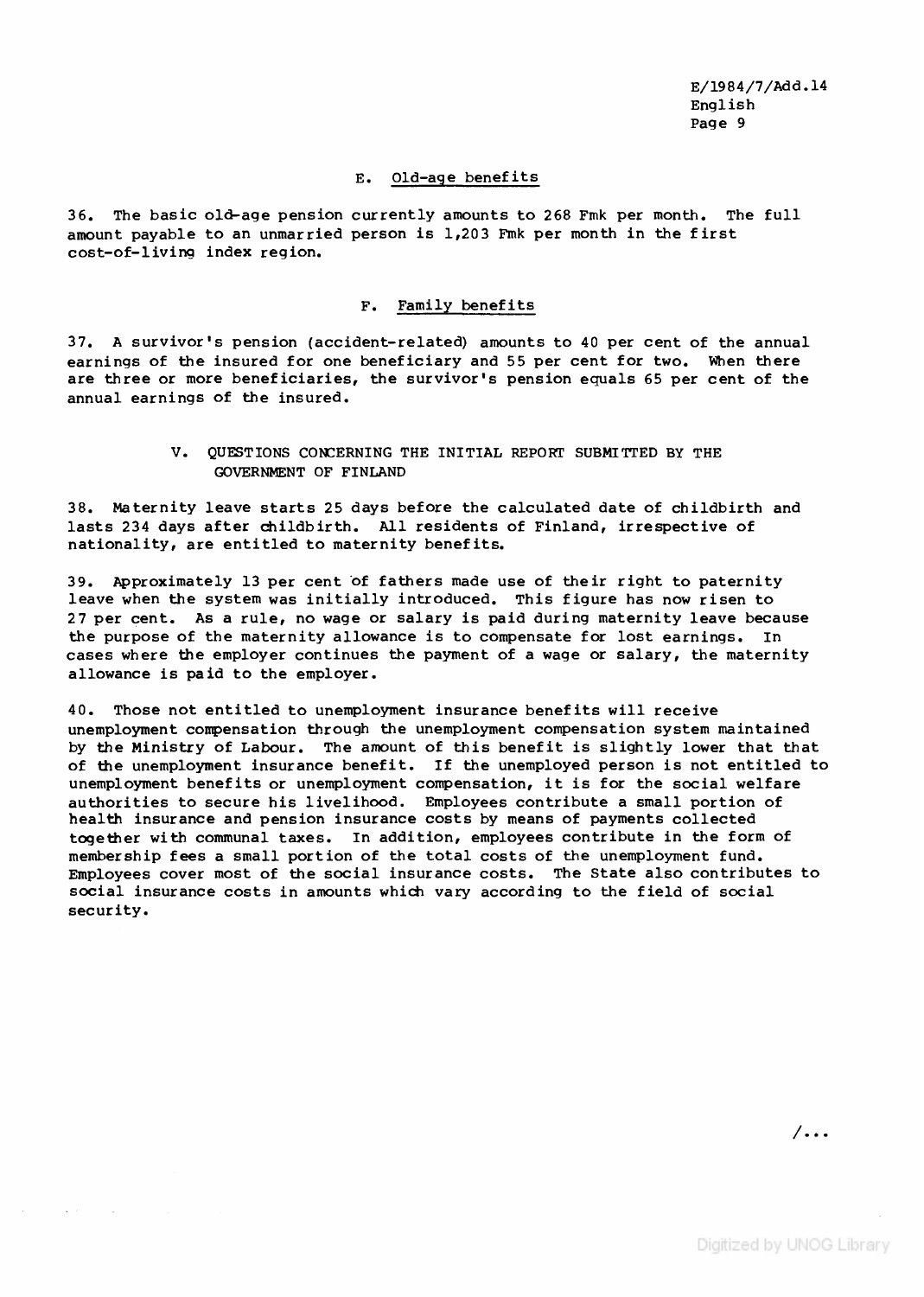### E. Old-age benefits

36. The basic old-age pension currently amounts to 268 Fmk per month. The full amount payable to an unmarried person is 1,203 Fmk per month in the first cost-of-living index region.

### F. Family benefits

37. A survivor's pension (accident-related) amounts to 40 per cent of the annual earnings of the insured for one beneficiary and 55 per cent for two. When there are three or more beneficiaries, the survivor's pension equals 65 per cent of the annual earnings of the insured.

## V. QUESTIONS CONCERNING THE INITIAL REPORT SUBMITTED BY THE GOVERNMENT OF FINLAND

38. Maternity leave starts 25 days before the calculated date of childbirth and lasts 234 days after childbirth. All residents of Finland, irrespective of nationality, are entitled to maternity benefits.

39. Approximately 13 per cent of fathers made use of their right to paternity leave when the system was initially introduced. This figure has now risen to 27 per cent. As a rule, no wage or salary is paid during maternity leave because the purpose of the maternity allowance is to compensate for lost earnings. In cases where the employer continues the payment of a wage or salary, the maternity allowance is paid to the employer.

40. Those not entitled to unemployment insurance benefits will receive unemployment compensation through the unemployment compensation system maintained by the Ministry of Labour. The amount of this benefit is slightly lower that that of the unemployment insurance benefit. If the unemployed person is not entitled to unemployment benefits or unemployment compensation, it is for the social welfare authorities to secure his livelihood. Employees contribute a small portion of health insurance and pension insurance costs by means of payments collected together with communal taxes. In addition, employees contribute in the form of membership fees a small portion of the total costs of the unemployment fund. Employees cover most of the social insurance costs. The State also contributes to social insurance costs in amounts which vary according to the field of social security.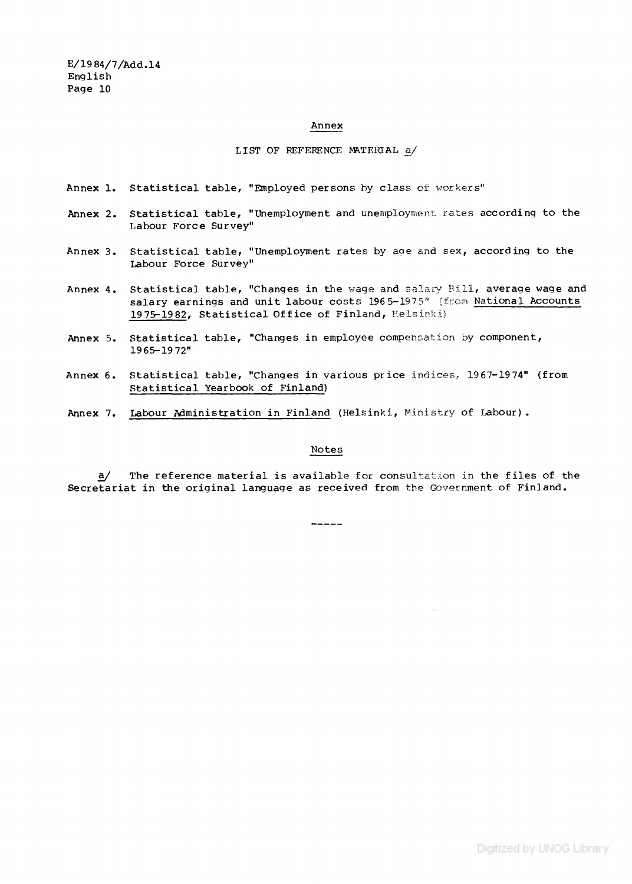## Annex

### LIST OF REFERENCE MATERIAL a/

Annex 1. Statistical table, "Employed persons by class of workers"

Annex 2. Statistical table, "Unemployment and unemployment rates according to the Labour Force Survey"

Annex 3. Statistical table, "Unemployment rates by age and sex, according to the Labour Force Survey"

Annex 4. Statistical table, "Changes in the wage and salary Bill, average wage and salary earnings and unit labour costs 1965-1975" (from National Accounts 1975-1982, Statistical Office of Finland, Helsinki)

Annex 5. Statistical table, "Changes in employee compensation by component, 1965-1972"

Annex 6. Statistical table, "Changes in various price indices, 1967-1974" (from Statistical Yearbook of Finland)

Annex 7. Labour Administration in Finland (Helsinki, Ministry of Labour).

### Notes

a/ The reference material is available for consultation in the files of the Secretariat in the original language as received from the Government of Finland.

-----